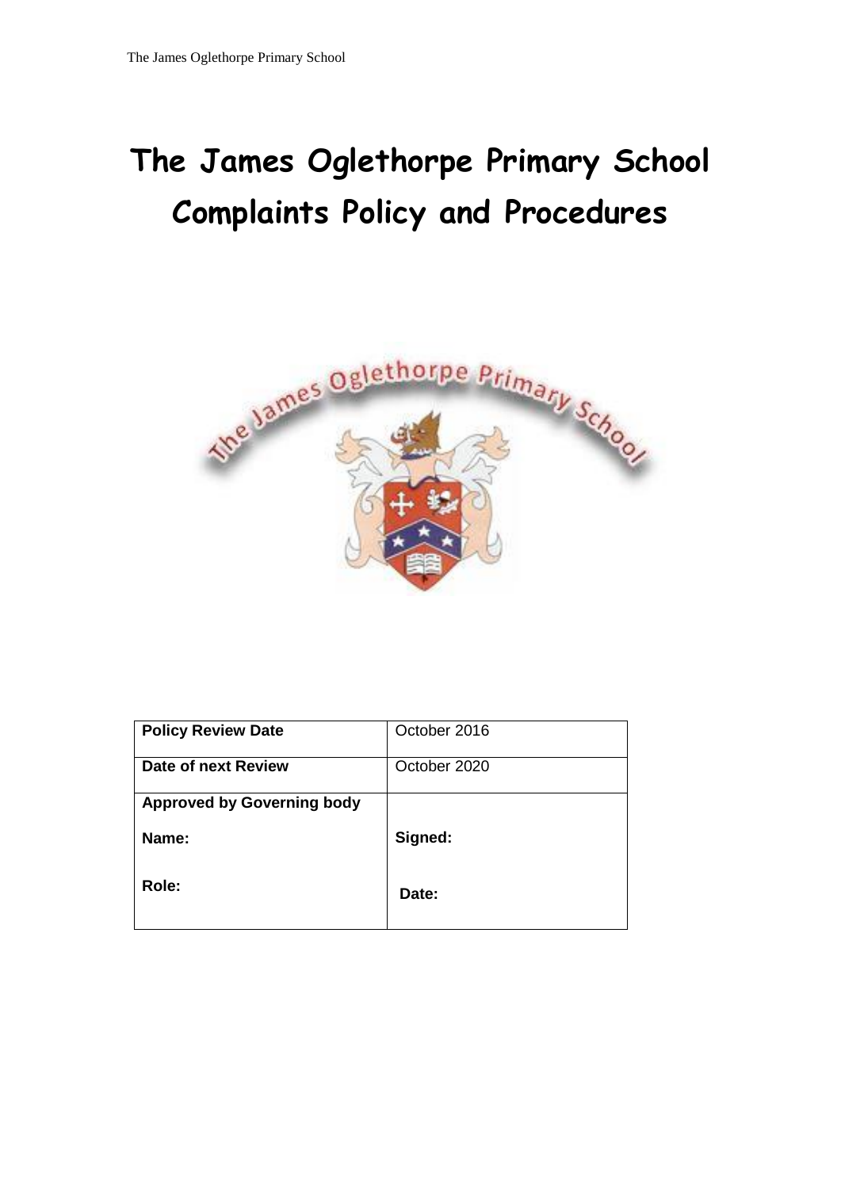# The James Oglethorpe Primary School Complaints Policy and Procedures

| Policy Review Date | October 2016 |
|---|---|
| Date of next Review | October 2020 |
| Approved by Governing body<br><br>Name:<br><br>Role: | <br><br>Signed:<br><br>Date: |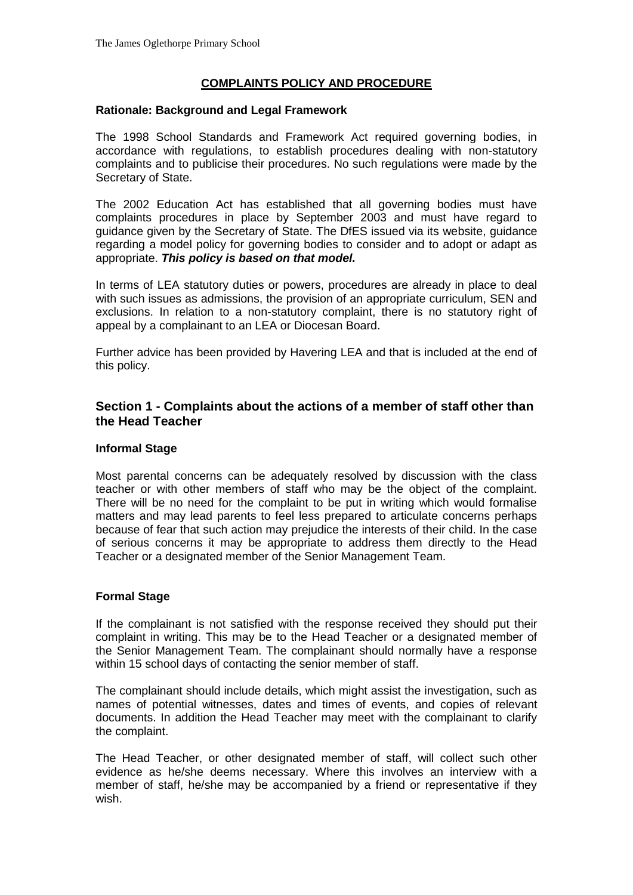## COMPLAINTS POLICY AND PROCEDURE

### Rationale: Background and Legal Framework

The 1998 School Standards and Framework Act required governing bodies, in accordance with regulations, to establish procedures dealing with non-statutory complaints and to publicise their procedures. No such regulations were made by the Secretary of State.

The 2002 Education Act has established that all governing bodies must have complaints procedures in place by September 2003 and must have regard to guidance given by the Secretary of State. The DfES issued via its website, guidance regarding a model policy for governing bodies to consider and to adopt or adapt as appropriate. ***This policy is based on that model.***

In terms of LEA statutory duties or powers, procedures are already in place to deal with such issues as admissions, the provision of an appropriate curriculum, SEN and exclusions. In relation to a non-statutory complaint, there is no statutory right of appeal by a complainant to an LEA or Diocesan Board.

Further advice has been provided by Havering LEA and that is included at the end of this policy.

## Section 1 - Complaints about the actions of a member of staff other than the Head Teacher

### Informal Stage

Most parental concerns can be adequately resolved by discussion with the class teacher or with other members of staff who may be the object of the complaint. There will be no need for the complaint to be put in writing which would formalise matters and may lead parents to feel less prepared to articulate concerns perhaps because of fear that such action may prejudice the interests of their child. In the case of serious concerns it may be appropriate to address them directly to the Head Teacher or a designated member of the Senior Management Team.

### Formal Stage

If the complainant is not satisfied with the response received they should put their complaint in writing. This may be to the Head Teacher or a designated member of the Senior Management Team. The complainant should normally have a response within 15 school days of contacting the senior member of staff.

The complainant should include details, which might assist the investigation, such as names of potential witnesses, dates and times of events, and copies of relevant documents. In addition the Head Teacher may meet with the complainant to clarify the complaint.

The Head Teacher, or other designated member of staff, will collect such other evidence as he/she deems necessary. Where this involves an interview with a member of staff, he/she may be accompanied by a friend or representative if they wish.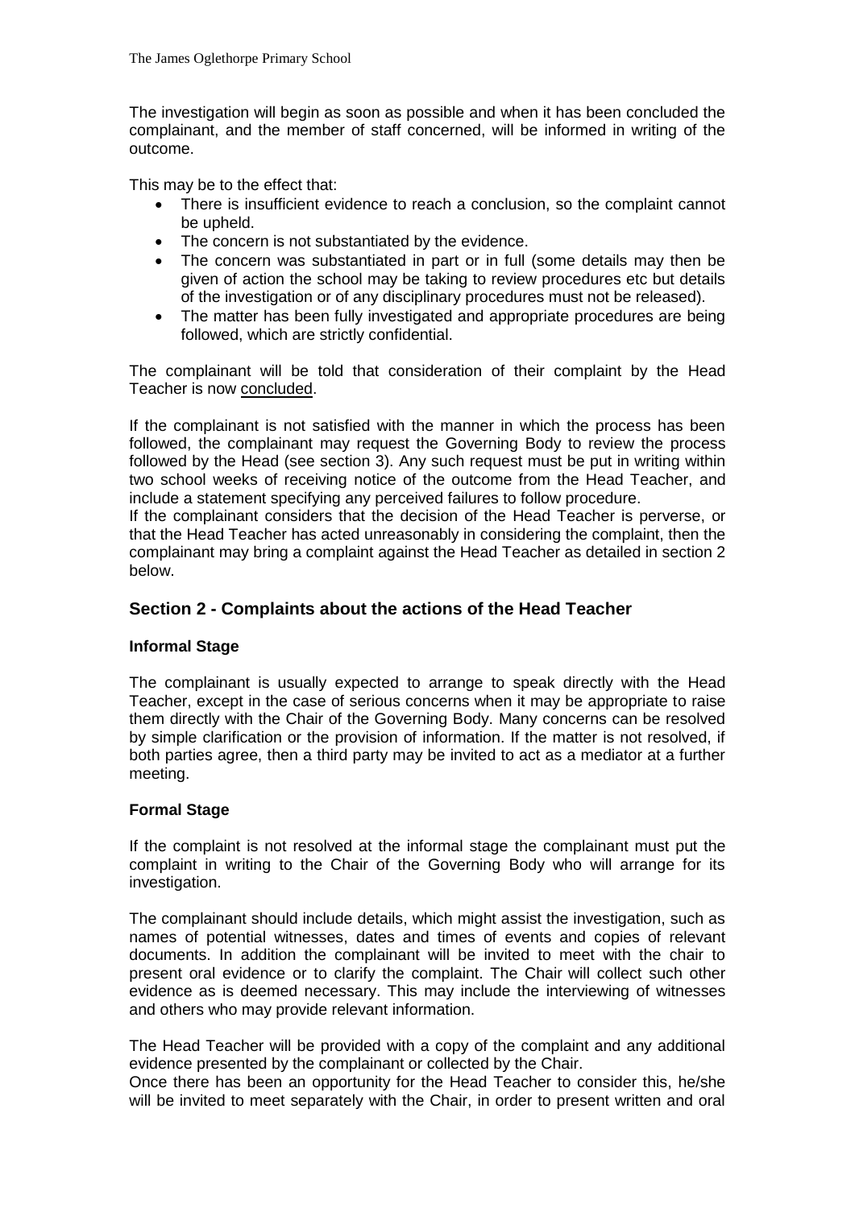The investigation will begin as soon as possible and when it has been concluded the complainant, and the member of staff concerned, will be informed in writing of the outcome.

This may be to the effect that:

- There is insufficient evidence to reach a conclusion, so the complaint cannot be upheld.
- The concern is not substantiated by the evidence.
- The concern was substantiated in part or in full (some details may then be given of action the school may be taking to review procedures etc but details of the investigation or of any disciplinary procedures must not be released).
- The matter has been fully investigated and appropriate procedures are being followed, which are strictly confidential.

The complainant will be told that consideration of their complaint by the Head Teacher is now <u>concluded</u>.

If the complainant is not satisfied with the manner in which the process has been followed, the complainant may request the Governing Body to review the process followed by the Head (see section 3). Any such request must be put in writing within two school weeks of receiving notice of the outcome from the Head Teacher, and include a statement specifying any perceived failures to follow procedure.

If the complainant considers that the decision of the Head Teacher is perverse, or that the Head Teacher has acted unreasonably in considering the complaint, then the complainant may bring a complaint against the Head Teacher as detailed in section 2 below.

## Section 2 - Complaints about the actions of the Head Teacher

**Informal Stage**

The complainant is usually expected to arrange to speak directly with the Head Teacher, except in the case of serious concerns when it may be appropriate to raise them directly with the Chair of the Governing Body. Many concerns can be resolved by simple clarification or the provision of information. If the matter is not resolved, if both parties agree, then a third party may be invited to act as a mediator at a further meeting.

**Formal Stage**

If the complaint is not resolved at the informal stage the complainant must put the complaint in writing to the Chair of the Governing Body who will arrange for its investigation.

The complainant should include details, which might assist the investigation, such as names of potential witnesses, dates and times of events and copies of relevant documents. In addition the complainant will be invited to meet with the chair to present oral evidence or to clarify the complaint. The Chair will collect such other evidence as is deemed necessary. This may include the interviewing of witnesses and others who may provide relevant information.

The Head Teacher will be provided with a copy of the complaint and any additional evidence presented by the complainant or collected by the Chair.

Once there has been an opportunity for the Head Teacher to consider this, he/she will be invited to meet separately with the Chair, in order to present written and oral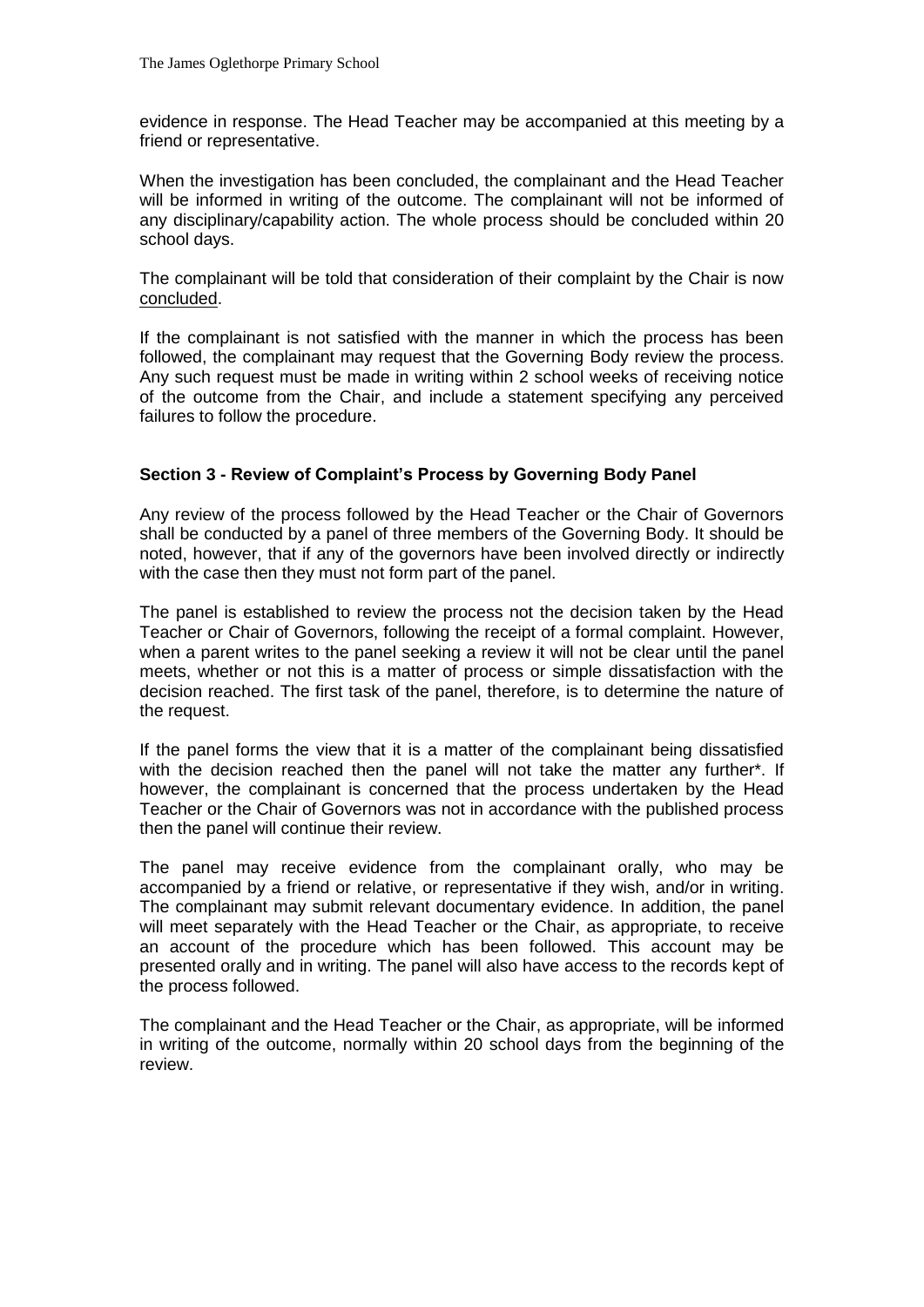evidence in response. The Head Teacher may be accompanied at this meeting by a friend or representative.

When the investigation has been concluded, the complainant and the Head Teacher will be informed in writing of the outcome. The complainant will not be informed of any disciplinary/capability action. The whole process should be concluded within 20 school days.

The complainant will be told that consideration of their complaint by the Chair is now concluded.

If the complainant is not satisfied with the manner in which the process has been followed, the complainant may request that the Governing Body review the process. Any such request must be made in writing within 2 school weeks of receiving notice of the outcome from the Chair, and include a statement specifying any perceived failures to follow the procedure.

### Section 3 - Review of Complaint's Process by Governing Body Panel

Any review of the process followed by the Head Teacher or the Chair of Governors shall be conducted by a panel of three members of the Governing Body. It should be noted, however, that if any of the governors have been involved directly or indirectly with the case then they must not form part of the panel.

The panel is established to review the process not the decision taken by the Head Teacher or Chair of Governors, following the receipt of a formal complaint. However, when a parent writes to the panel seeking a review it will not be clear until the panel meets, whether or not this is a matter of process or simple dissatisfaction with the decision reached. The first task of the panel, therefore, is to determine the nature of the request.

If the panel forms the view that it is a matter of the complainant being dissatisfied with the decision reached then the panel will not take the matter any further*. If however, the complainant is concerned that the process undertaken by the Head Teacher or the Chair of Governors was not in accordance with the published process then the panel will continue their review.

The panel may receive evidence from the complainant orally, who may be accompanied by a friend or relative, or representative if they wish, and/or in writing. The complainant may submit relevant documentary evidence. In addition, the panel will meet separately with the Head Teacher or the Chair, as appropriate, to receive an account of the procedure which has been followed. This account may be presented orally and in writing. The panel will also have access to the records kept of the process followed.

The complainant and the Head Teacher or the Chair, as appropriate, will be informed in writing of the outcome, normally within 20 school days from the beginning of the review.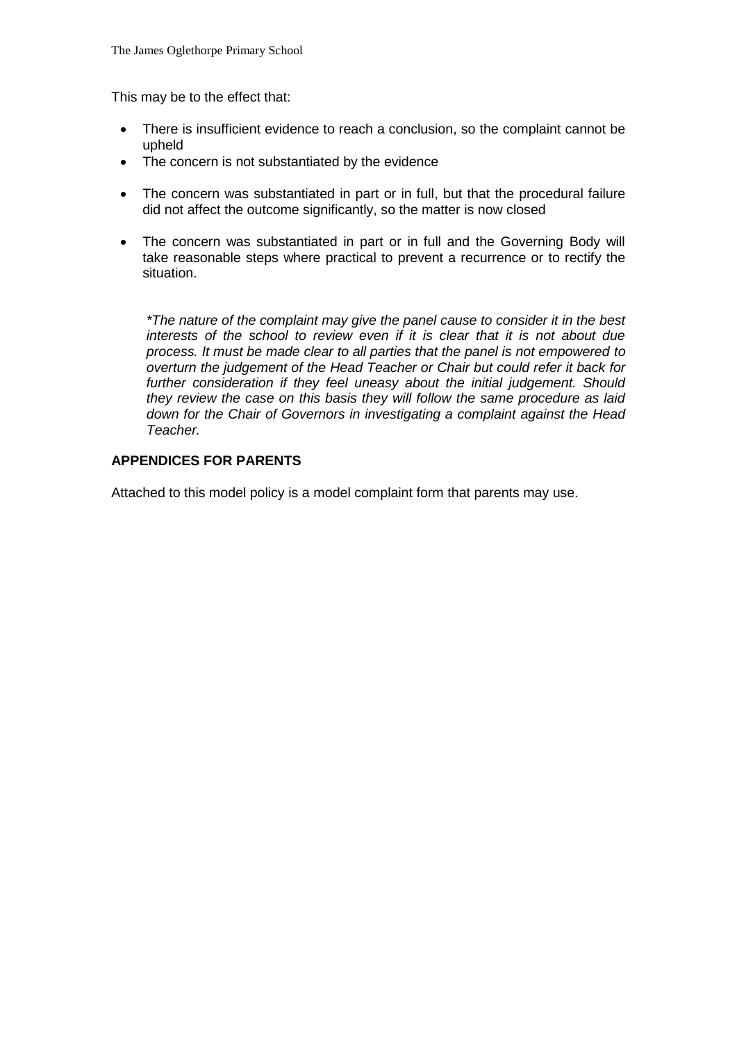This may be to the effect that:

- There is insufficient evidence to reach a conclusion, so the complaint cannot be upheld
- The concern is not substantiated by the evidence
- The concern was substantiated in part or in full, but that the procedural failure did not affect the outcome significantly, so the matter is now closed
- The concern was substantiated in part or in full and the Governing Body will take reasonable steps where practical to prevent a recurrence or to rectify the situation.

*\*The nature of the complaint may give the panel cause to consider it in the best interests of the school to review even if it is clear that it is not about due process. It must be made clear to all parties that the panel is not empowered to overturn the judgement of the Head Teacher or Chair but could refer it back for further consideration if they feel uneasy about the initial judgement. Should they review the case on this basis they will follow the same procedure as laid down for the Chair of Governors in investigating a complaint against the Head Teacher.*

**APPENDICES FOR PARENTS**

Attached to this model policy is a model complaint form that parents may use.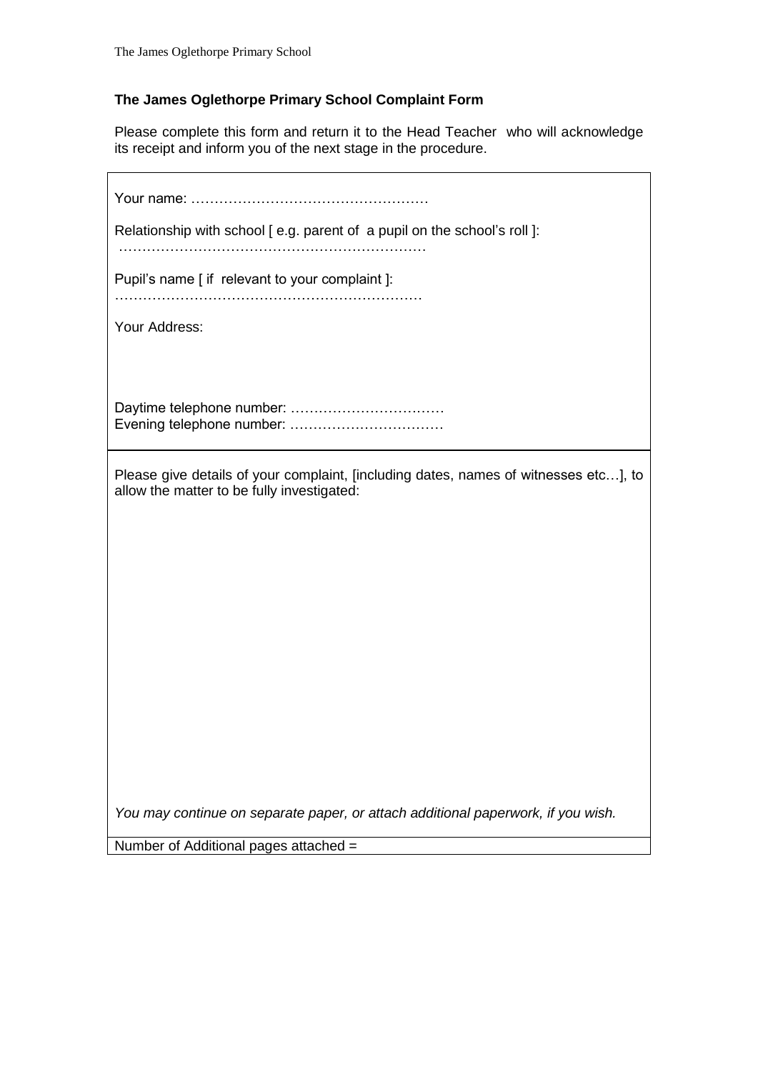**The James Oglethorpe Primary School Complaint Form**

Please complete this form and return it to the Head Teacher who will acknowledge its receipt and inform you of the next stage in the procedure.

Your name: ……………………………………………

Relationship with school [ e.g. parent of a pupil on the school's roll ]:
…………………………………………………………

Pupil's name [ if relevant to your complaint ]:
…………………………………………………………

Your Address:

Daytime telephone number: ……………………………
Evening telephone number: ……………………………

Please give details of your complaint, [including dates, names of witnesses etc…], to allow the matter to be fully investigated:

*You may continue on separate paper, or attach additional paperwork, if you wish.*

Number of Additional pages attached =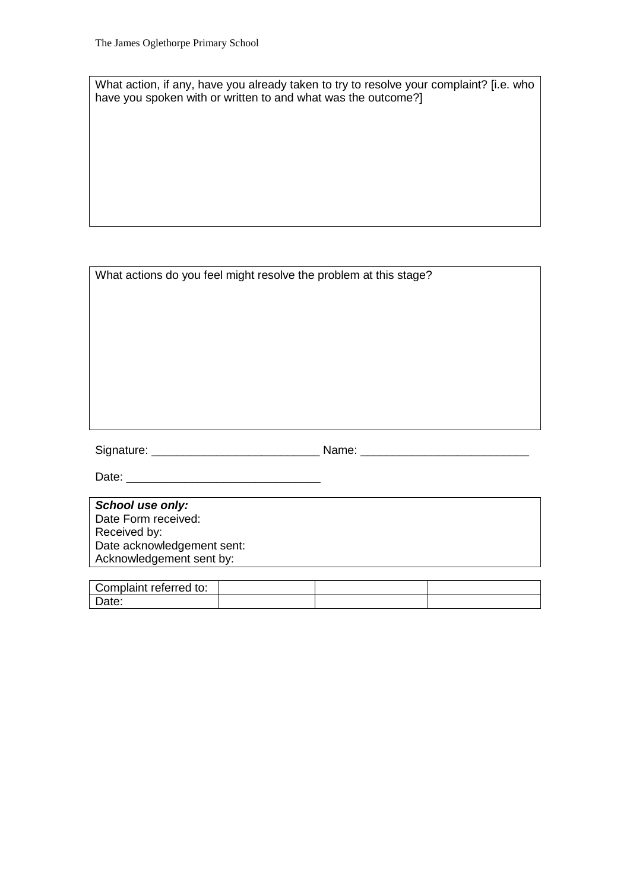| What action, if any, have you already taken to try to resolve your complaint? [i.e. who have you spoken with or written to and what was the outcome?] |
|---|
| |

| What actions do you feel might resolve the problem at this stage? |
|---|
| |

Signature: __________________________ Name: __________________________

Date: ______________________________

| ***School use only:*** |
|---|
| Date Form received: |
| Received by: |
| Date acknowledgement sent: |
| Acknowledgement sent by: |

| Complaint referred to: | | | |
|---|---|---|---|
| Date: | | | |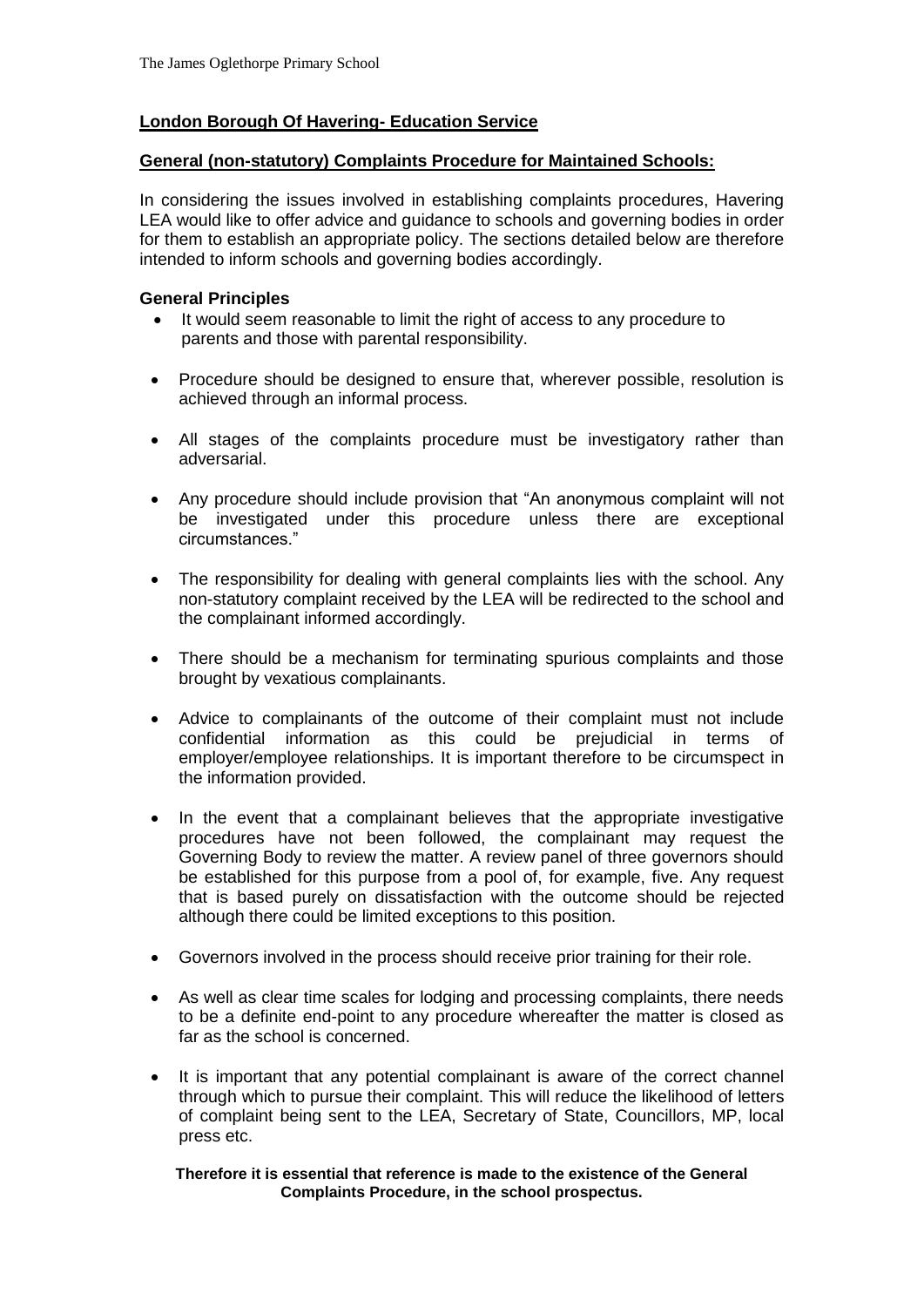**London Borough Of Havering- Education Service**

**General (non-statutory) Complaints Procedure for Maintained Schools:**

In considering the issues involved in establishing complaints procedures, Havering LEA would like to offer advice and guidance to schools and governing bodies in order for them to establish an appropriate policy. The sections detailed below are therefore intended to inform schools and governing bodies accordingly.

**General Principles**

- It would seem reasonable to limit the right of access to any procedure to parents and those with parental responsibility.
- Procedure should be designed to ensure that, wherever possible, resolution is achieved through an informal process.
- All stages of the complaints procedure must be investigatory rather than adversarial.
- Any procedure should include provision that "An anonymous complaint will not be investigated under this procedure unless there are exceptional circumstances."
- The responsibility for dealing with general complaints lies with the school. Any non-statutory complaint received by the LEA will be redirected to the school and the complainant informed accordingly.
- There should be a mechanism for terminating spurious complaints and those brought by vexatious complainants.
- Advice to complainants of the outcome of their complaint must not include confidential information as this could be prejudicial in terms of employer/employee relationships. It is important therefore to be circumspect in the information provided.
- In the event that a complainant believes that the appropriate investigative procedures have not been followed, the complainant may request the Governing Body to review the matter. A review panel of three governors should be established for this purpose from a pool of, for example, five. Any request that is based purely on dissatisfaction with the outcome should be rejected although there could be limited exceptions to this position.
- Governors involved in the process should receive prior training for their role.
- As well as clear time scales for lodging and processing complaints, there needs to be a definite end-point to any procedure whereafter the matter is closed as far as the school is concerned.
- It is important that any potential complainant is aware of the correct channel through which to pursue their complaint. This will reduce the likelihood of letters of complaint being sent to the LEA, Secretary of State, Councillors, MP, local press etc.

**Therefore it is essential that reference is made to the existence of the General Complaints Procedure, in the school prospectus.**